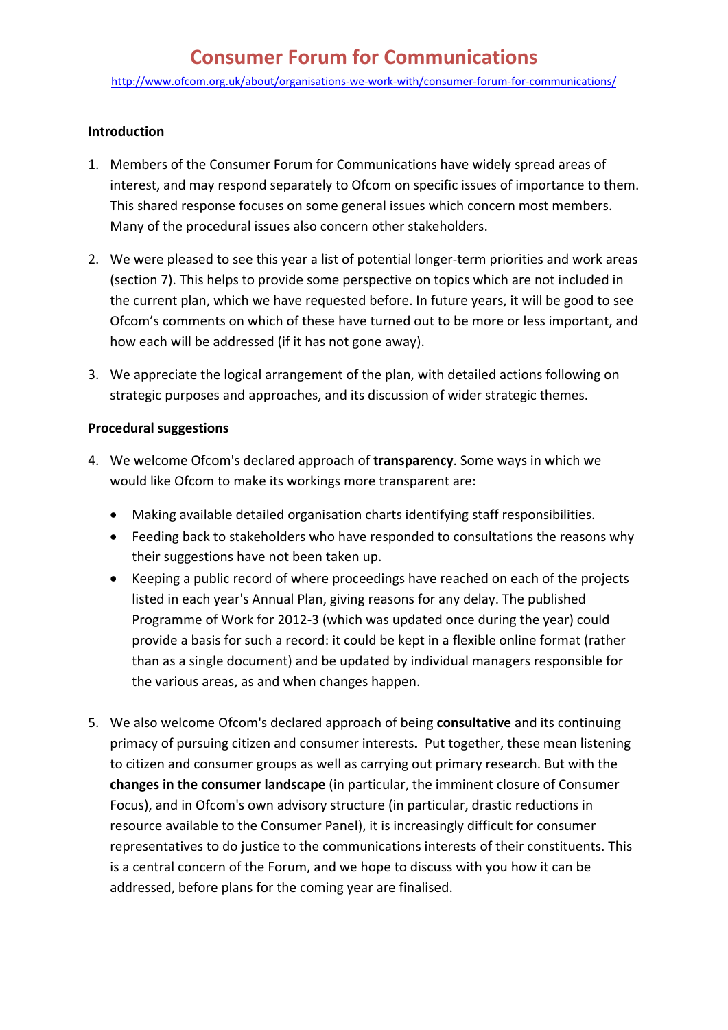# Consumer Forum for Communications

http://www.ofcom.org.uk/about/organisations-we-work-with/consumer-forum-for-communications/

**Introduction**

1. Members of the Consumer Forum for Communications have widely spread areas of interest, and may respond separately to Ofcom on specific issues of importance to them. This shared response focuses on some general issues which concern most members. Many of the procedural issues also concern other stakeholders.

2. We were pleased to see this year a list of potential longer-term priorities and work areas (section 7). This helps to provide some perspective on topics which are not included in the current plan, which we have requested before. In future years, it will be good to see Ofcom's comments on which of these have turned out to be more or less important, and how each will be addressed (if it has not gone away).

3. We appreciate the logical arrangement of the plan, with detailed actions following on strategic purposes and approaches, and its discussion of wider strategic themes.

**Procedural suggestions**

4. We welcome Ofcom's declared approach of **transparency**. Some ways in which we would like Ofcom to make its workings more transparent are:

   - Making available detailed organisation charts identifying staff responsibilities.
   - Feeding back to stakeholders who have responded to consultations the reasons why their suggestions have not been taken up.
   - Keeping a public record of where proceedings have reached on each of the projects listed in each year's Annual Plan, giving reasons for any delay. The published Programme of Work for 2012-3 (which was updated once during the year) could provide a basis for such a record: it could be kept in a flexible online format (rather than as a single document) and be updated by individual managers responsible for the various areas, as and when changes happen.

5. We also welcome Ofcom's declared approach of being **consultative** and its continuing primacy of pursuing citizen and consumer interests**.** Put together, these mean listening to citizen and consumer groups as well as carrying out primary research. But with the **changes in the consumer landscape** (in particular, the imminent closure of Consumer Focus), and in Ofcom's own advisory structure (in particular, drastic reductions in resource available to the Consumer Panel), it is increasingly difficult for consumer representatives to do justice to the communications interests of their constituents. This is a central concern of the Forum, and we hope to discuss with you how it can be addressed, before plans for the coming year are finalised.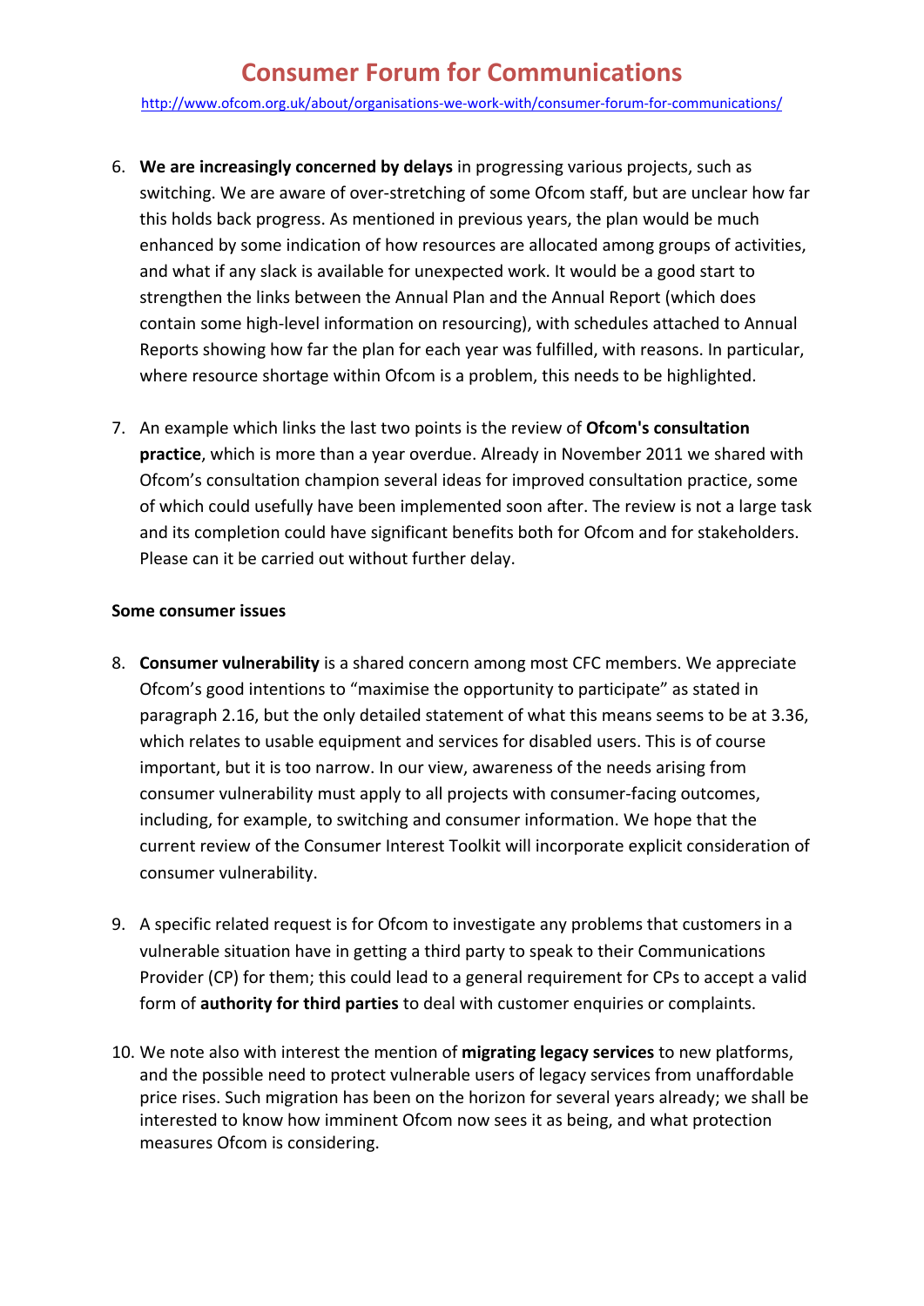6. **We are increasingly concerned by delays** in progressing various projects, such as switching. We are aware of over-stretching of some Ofcom staff, but are unclear how far this holds back progress. As mentioned in previous years, the plan would be much enhanced by some indication of how resources are allocated among groups of activities, and what if any slack is available for unexpected work. It would be a good start to strengthen the links between the Annual Plan and the Annual Report (which does contain some high-level information on resourcing), with schedules attached to Annual Reports showing how far the plan for each year was fulfilled, with reasons. In particular, where resource shortage within Ofcom is a problem, this needs to be highlighted.

7. An example which links the last two points is the review of **Ofcom's consultation practice**, which is more than a year overdue. Already in November 2011 we shared with Ofcom's consultation champion several ideas for improved consultation practice, some of which could usefully have been implemented soon after. The review is not a large task and its completion could have significant benefits both for Ofcom and for stakeholders. Please can it be carried out without further delay.

**Some consumer issues**

8. **Consumer vulnerability** is a shared concern among most CFC members. We appreciate Ofcom's good intentions to "maximise the opportunity to participate" as stated in paragraph 2.16, but the only detailed statement of what this means seems to be at 3.36, which relates to usable equipment and services for disabled users. This is of course important, but it is too narrow. In our view, awareness of the needs arising from consumer vulnerability must apply to all projects with consumer-facing outcomes, including, for example, to switching and consumer information. We hope that the current review of the Consumer Interest Toolkit will incorporate explicit consideration of consumer vulnerability.

9. A specific related request is for Ofcom to investigate any problems that customers in a vulnerable situation have in getting a third party to speak to their Communications Provider (CP) for them; this could lead to a general requirement for CPs to accept a valid form of **authority for third parties** to deal with customer enquiries or complaints.

10. We note also with interest the mention of **migrating legacy services** to new platforms, and the possible need to protect vulnerable users of legacy services from unaffordable price rises. Such migration has been on the horizon for several years already; we shall be interested to know how imminent Ofcom now sees it as being, and what protection measures Ofcom is considering.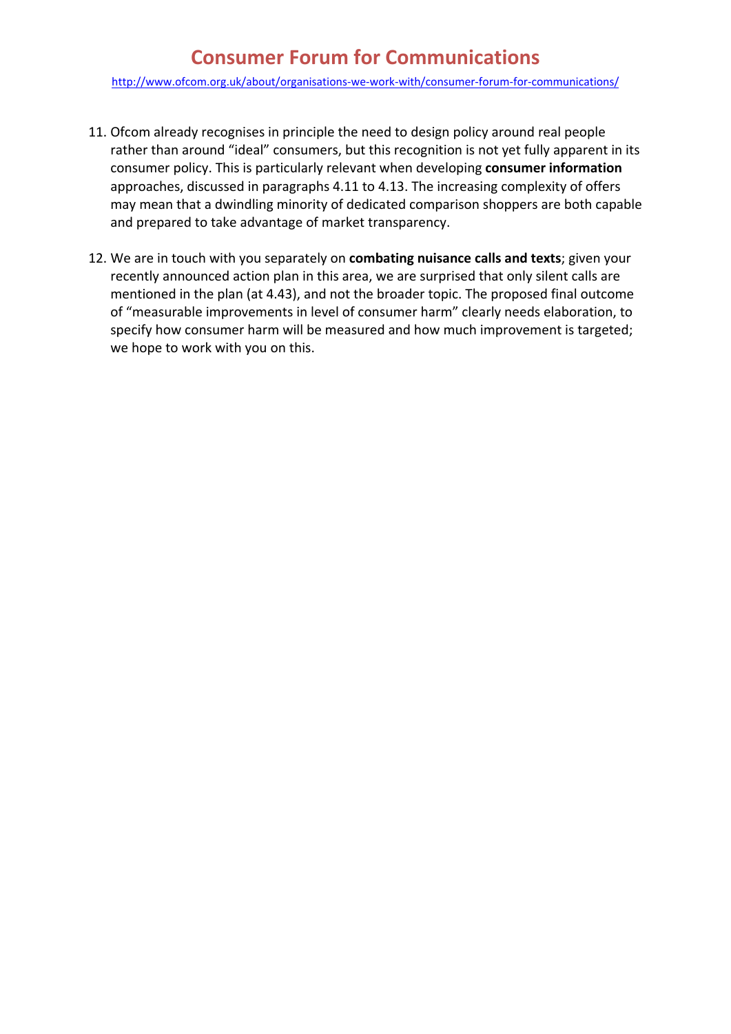11. Ofcom already recognises in principle the need to design policy around real people rather than around "ideal" consumers, but this recognition is not yet fully apparent in its consumer policy. This is particularly relevant when developing **consumer information** approaches, discussed in paragraphs 4.11 to 4.13. The increasing complexity of offers may mean that a dwindling minority of dedicated comparison shoppers are both capable and prepared to take advantage of market transparency.

12. We are in touch with you separately on **combating nuisance calls and texts**; given your recently announced action plan in this area, we are surprised that only silent calls are mentioned in the plan (at 4.43), and not the broader topic. The proposed final outcome of "measurable improvements in level of consumer harm" clearly needs elaboration, to specify how consumer harm will be measured and how much improvement is targeted; we hope to work with you on this.